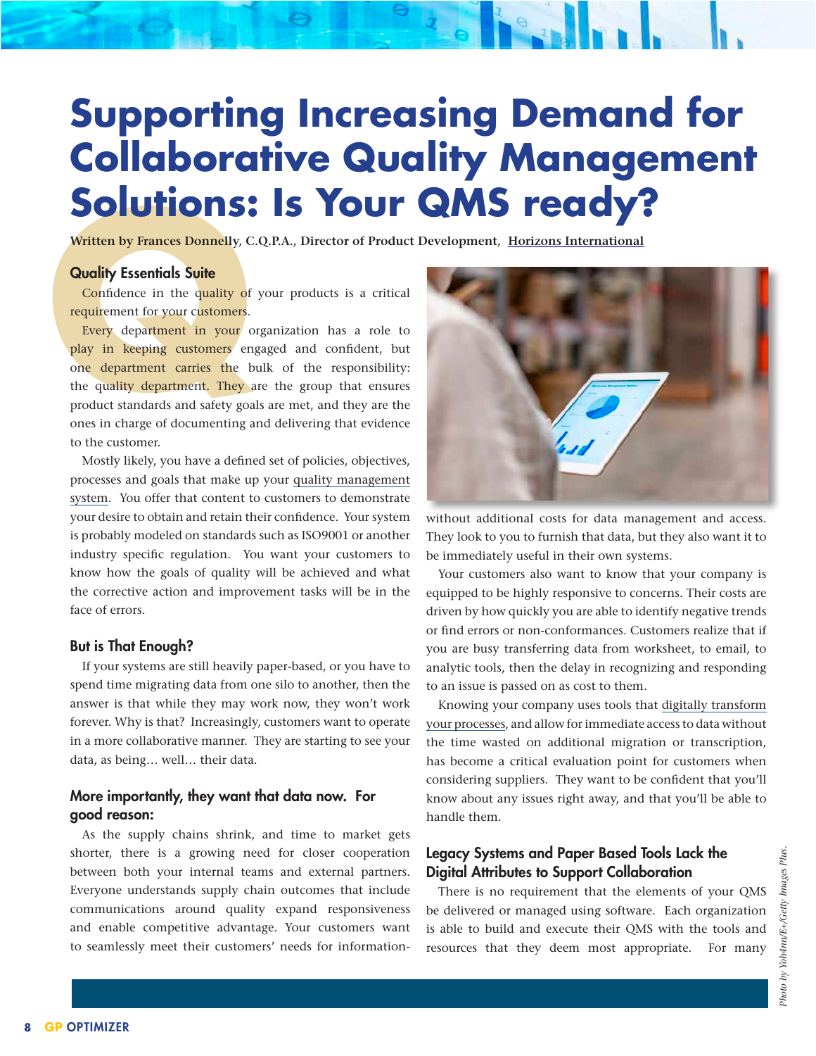# Supporting Increasing Demand for Collaborative Quality Management Solutions: Is Your QMS ready?

**Written by Frances Donnelly, C.Q.P.A., Director of Product Development, Horizons International**

## Quality Essentials Suite

Confidence in the quality of your products is a critical requirement for your customers.

Every department in your organization has a role to play in keeping customers engaged and confident, but one department carries the bulk of the responsibility: the quality department. They are the group that ensures product standards and safety goals are met, and they are the ones in charge of documenting and delivering that evidence to the customer.

Mostly likely, you have a defined set of policies, objectives, processes and goals that make up your quality management system. You offer that content to customers to demonstrate your desire to obtain and retain their confidence. Your system is probably modeled on standards such as ISO9001 or another industry specific regulation. You want your customers to know how the goals of quality will be achieved and what the corrective action and improvement tasks will be in the face of errors.

## But is That Enough?

If your systems are still heavily paper-based, or you have to spend time migrating data from one silo to another, then the answer is that while they may work now, they won't work forever. Why is that? Increasingly, customers want to operate in a more collaborative manner. They are starting to see your data, as being… well… their data.

## More importantly, they want that data now. For good reason:

As the supply chains shrink, and time to market gets shorter, there is a growing need for closer cooperation between both your internal teams and external partners. Everyone understands supply chain outcomes that include communications around quality expand responsiveness and enable competitive advantage. Your customers want to seamlessly meet their customers' needs for information-without additional costs for data management and access. They look to you to furnish that data, but they also want it to be immediately useful in their own systems.

Your customers also want to know that your company is equipped to be highly responsive to concerns. Their costs are driven by how quickly you are able to identify negative trends or find errors or non-conformances. Customers realize that if you are busy transferring data from worksheet, to email, to analytic tools, then the delay in recognizing and responding to an issue is passed on as cost to them.

Knowing your company uses tools that digitally transform your processes, and allow for immediate access to data without the time wasted on additional migration or transcription, has become a critical evaluation point for customers when considering suppliers. They want to be confident that you'll know about any issues right away, and that you'll be able to handle them.

## Legacy Systems and Paper Based Tools Lack the Digital Attributes to Support Collaboration

There is no requirement that the elements of your QMS be delivered or managed using software. Each organization is able to build and execute their QMS with the tools and resources that they deem most appropriate. For many

*Photo by Yoh4nn/E+/Getty Images Plus.*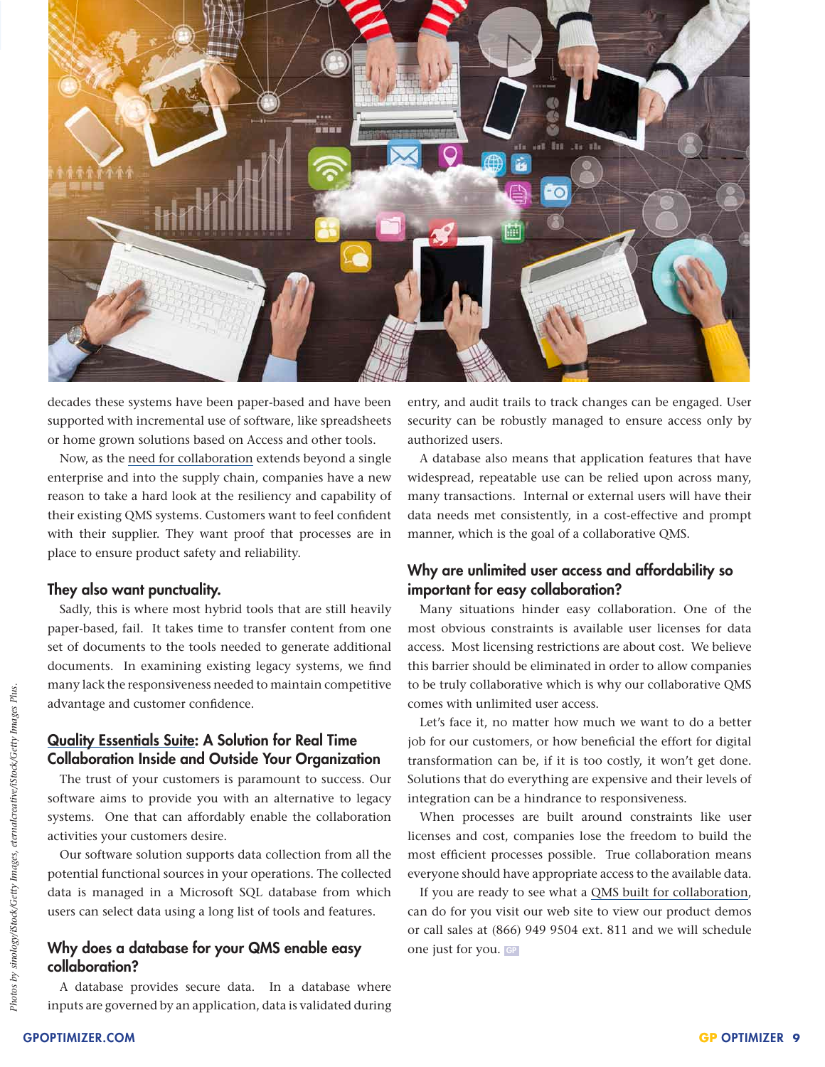decades these systems have been paper-based and have been supported with incremental use of software, like spreadsheets or home grown solutions based on Access and other tools.

Now, as the need for collaboration extends beyond a single enterprise and into the supply chain, companies have a new reason to take a hard look at the resiliency and capability of their existing QMS systems. Customers want to feel confident with their supplier. They want proof that processes are in place to ensure product safety and reliability.

### They also want punctuality.

Sadly, this is where most hybrid tools that are still heavily paper-based, fail. It takes time to transfer content from one set of documents to the tools needed to generate additional documents. In examining existing legacy systems, we find many lack the responsiveness needed to maintain competitive advantage and customer confidence.

### Quality Essentials Suite: A Solution for Real Time Collaboration Inside and Outside Your Organization

The trust of your customers is paramount to success. Our software aims to provide you with an alternative to legacy systems. One that can affordably enable the collaboration activities your customers desire.

Our software solution supports data collection from all the potential functional sources in your operations. The collected data is managed in a Microsoft SQL database from which users can select data using a long list of tools and features.

### Why does a database for your QMS enable easy collaboration?

A database provides secure data. In a database where inputs are governed by an application, data is validated during entry, and audit trails to track changes can be engaged. User security can be robustly managed to ensure access only by authorized users.

A database also means that application features that have widespread, repeatable use can be relied upon across many, many transactions. Internal or external users will have their data needs met consistently, in a cost-effective and prompt manner, which is the goal of a collaborative QMS.

### Why are unlimited user access and affordability so important for easy collaboration?

Many situations hinder easy collaboration. One of the most obvious constraints is available user licenses for data access. Most licensing restrictions are about cost. We believe this barrier should be eliminated in order to allow companies to be truly collaborative which is why our collaborative QMS comes with unlimited user access.

Let's face it, no matter how much we want to do a better job for our customers, or how beneficial the effort for digital transformation can be, if it is too costly, it won't get done. Solutions that do everything are expensive and their levels of integration can be a hindrance to responsiveness.

When processes are built around constraints like user licenses and cost, companies lose the freedom to build the most efficient processes possible. True collaboration means everyone should have appropriate access to the available data.

If you are ready to see what a QMS built for collaboration, can do for you visit our web site to view our product demos or call sales at (866) 949 9504 ext. 811 and we will schedule one just for you.

*Photos by sinology/iStock/Getty Images, eternalcreative/iStock/Getty Images Plus.*